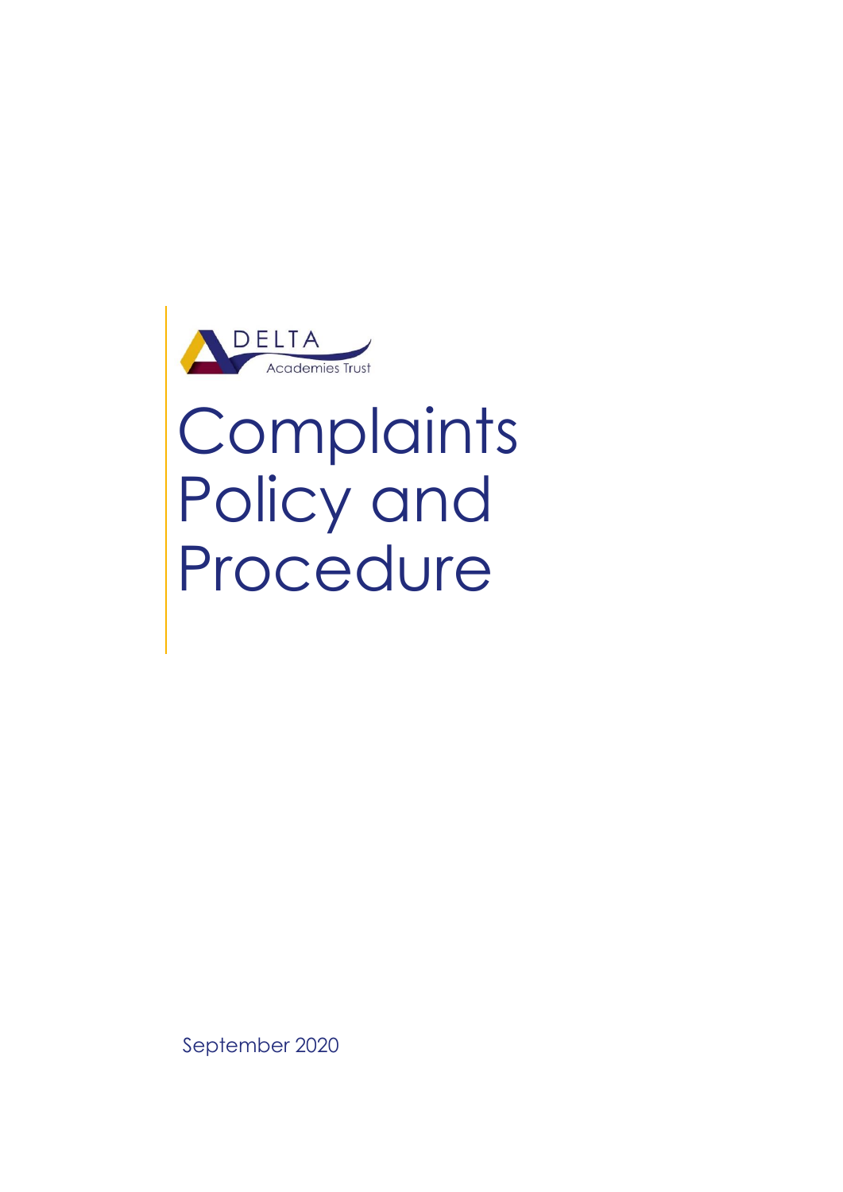DELTA
Academies Trust

# Complaints Policy and Procedure

September 2020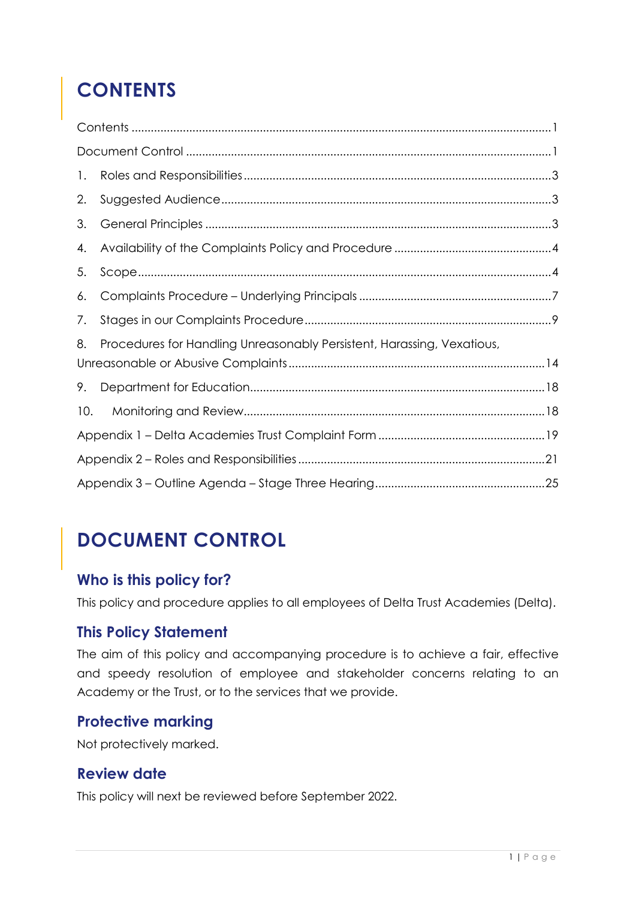# CONTENTS

Contents .................................................................................................................................1

Document Control .................................................................................................................1

1. Roles and Responsibilities ..............................................................................................3
2. Suggested Audience ......................................................................................................3
3. General Principles ..........................................................................................................3
4. Availability of the Complaints Policy and Procedure ..................................................4
5. Scope ...............................................................................................................................4
6. Complaints Procedure – Underlying Principals ............................................................7
7. Stages in our Complaints Procedure ............................................................................9
8. Procedures for Handling Unreasonably Persistent, Harassing, Vexatious, Unreasonable or Abusive Complaints ...............................................................................14
9. Department for Education...........................................................................................18
10. Monitoring and Review.............................................................................................18

Appendix 1 – Delta Academies Trust Complaint Form ...................................................19

Appendix 2 – Roles and Responsibilities ............................................................................21

Appendix 3 – Outline Agenda – Stage Three Hearing.....................................................25

# DOCUMENT CONTROL

## Who is this policy for?

This policy and procedure applies to all employees of Delta Trust Academies (Delta).

## This Policy Statement

The aim of this policy and accompanying procedure is to achieve a fair, effective and speedy resolution of employee and stakeholder concerns relating to an Academy or the Trust, or to the services that we provide.

## Protective marking

Not protectively marked.

## Review date

This policy will next be reviewed before September 2022.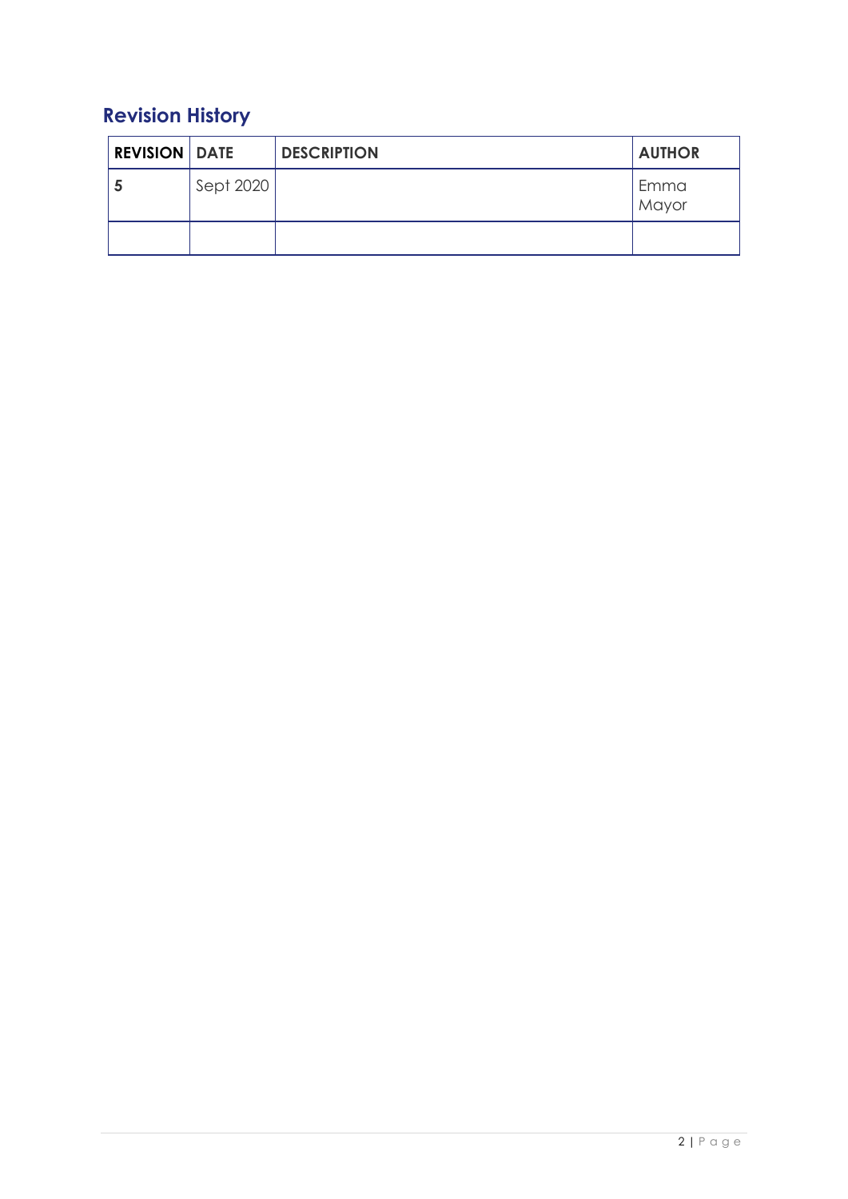## Revision History

| REVISION | DATE | DESCRIPTION | AUTHOR |
|---|---|---|---|
| 5 | Sept 2020 | | Emma Mayor |
| | | | |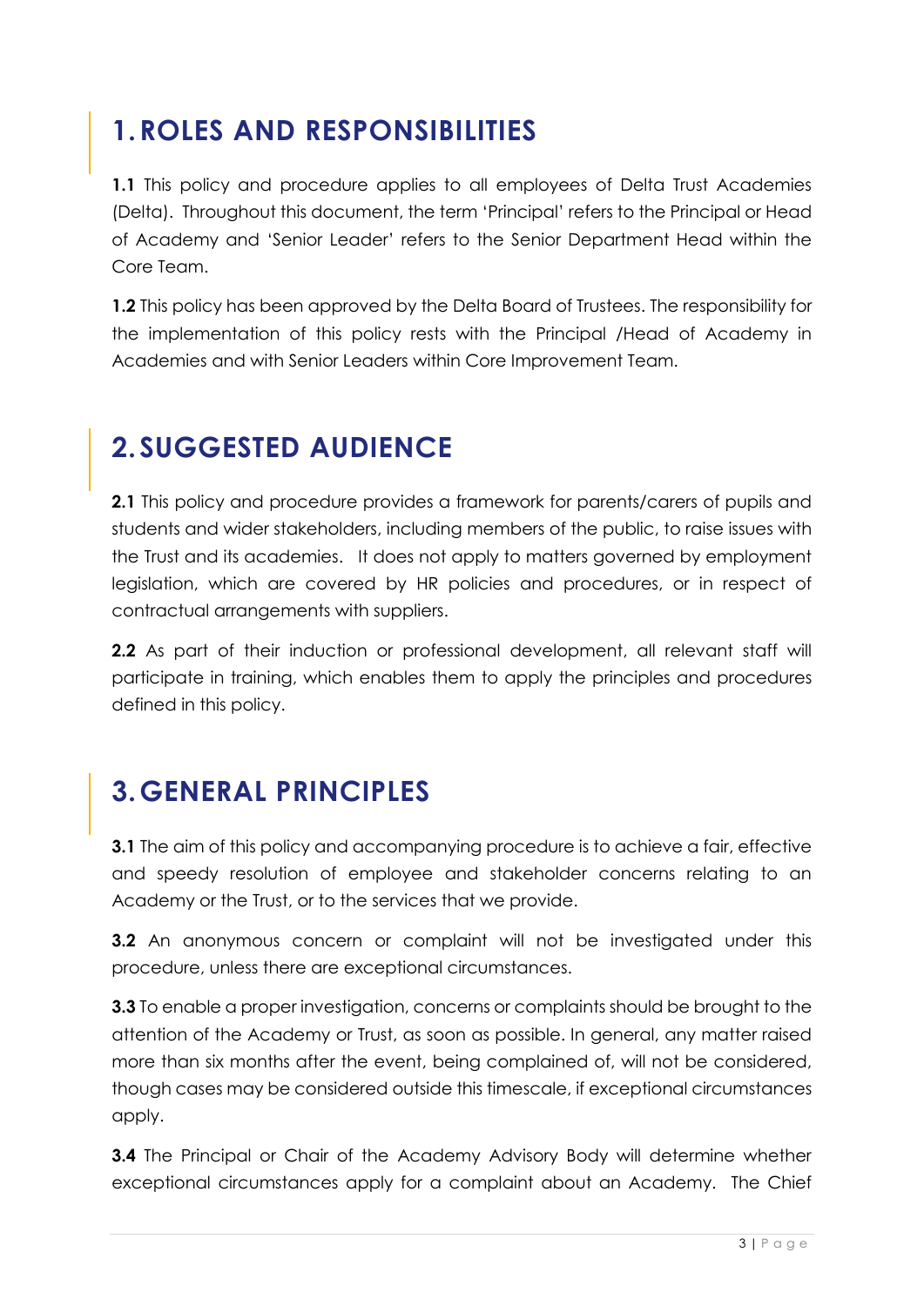# 1. ROLES AND RESPONSIBILITIES

**1.1** This policy and procedure applies to all employees of Delta Trust Academies (Delta). Throughout this document, the term 'Principal' refers to the Principal or Head of Academy and 'Senior Leader' refers to the Senior Department Head within the Core Team.

**1.2** This policy has been approved by the Delta Board of Trustees. The responsibility for the implementation of this policy rests with the Principal /Head of Academy in Academies and with Senior Leaders within Core Improvement Team.

# 2. SUGGESTED AUDIENCE

**2.1** This policy and procedure provides a framework for parents/carers of pupils and students and wider stakeholders, including members of the public, to raise issues with the Trust and its academies. It does not apply to matters governed by employment legislation, which are covered by HR policies and procedures, or in respect of contractual arrangements with suppliers.

**2.2** As part of their induction or professional development, all relevant staff will participate in training, which enables them to apply the principles and procedures defined in this policy.

# 3. GENERAL PRINCIPLES

**3.1** The aim of this policy and accompanying procedure is to achieve a fair, effective and speedy resolution of employee and stakeholder concerns relating to an Academy or the Trust, or to the services that we provide.

**3.2** An anonymous concern or complaint will not be investigated under this procedure, unless there are exceptional circumstances.

**3.3** To enable a proper investigation, concerns or complaints should be brought to the attention of the Academy or Trust, as soon as possible. In general, any matter raised more than six months after the event, being complained of, will not be considered, though cases may be considered outside this timescale, if exceptional circumstances apply.

**3.4** The Principal or Chair of the Academy Advisory Body will determine whether exceptional circumstances apply for a complaint about an Academy. The Chief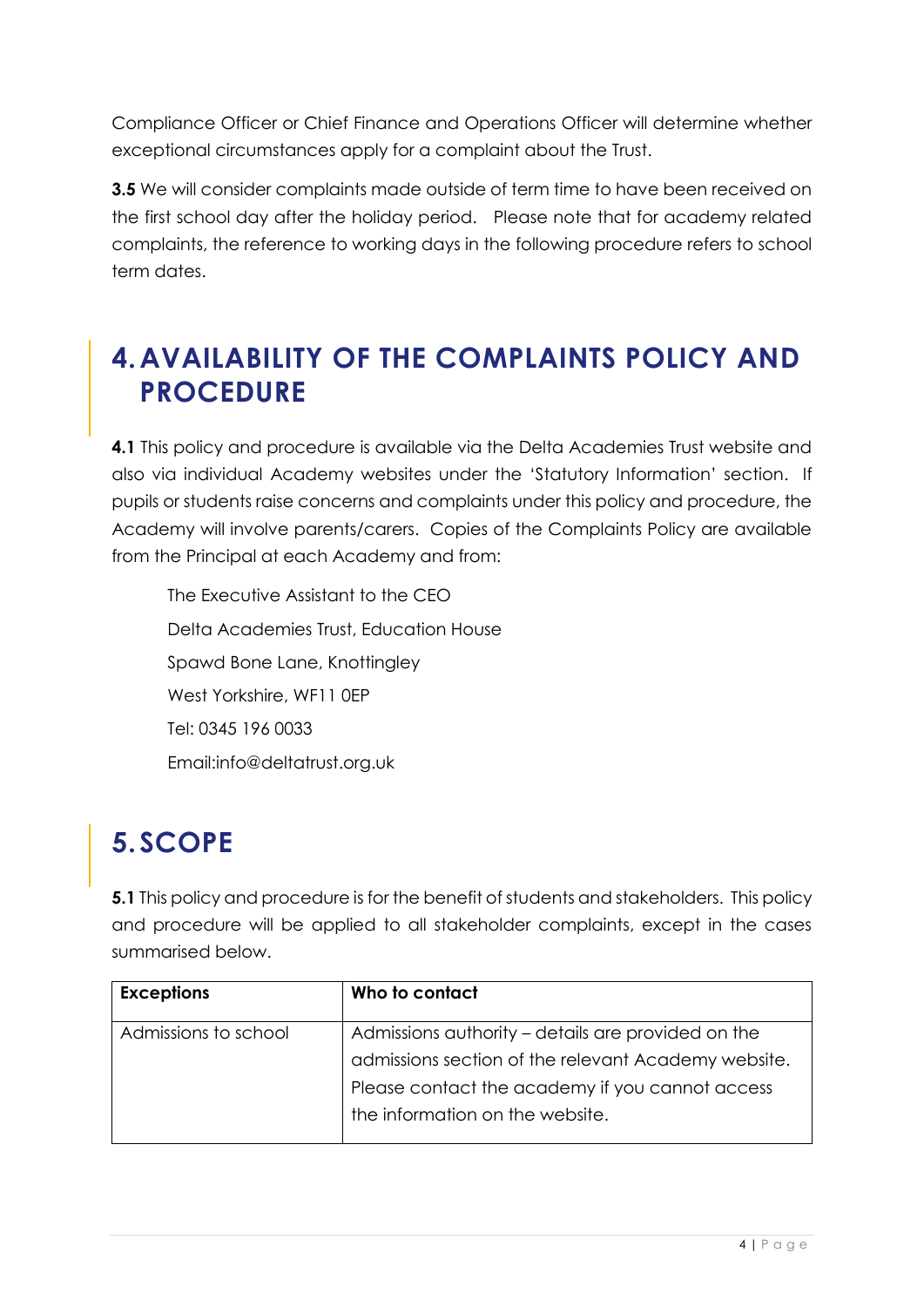Compliance Officer or Chief Finance and Operations Officer will determine whether exceptional circumstances apply for a complaint about the Trust.

**3.5** We will consider complaints made outside of term time to have been received on the first school day after the holiday period. Please note that for academy related complaints, the reference to working days in the following procedure refers to school term dates.

# 4. AVAILABILITY OF THE COMPLAINTS POLICY AND PROCEDURE

**4.1** This policy and procedure is available via the Delta Academies Trust website and also via individual Academy websites under the 'Statutory Information' section. If pupils or students raise concerns and complaints under this policy and procedure, the Academy will involve parents/carers. Copies of the Complaints Policy are available from the Principal at each Academy and from:

The Executive Assistant to the CEO
Delta Academies Trust, Education House
Spawd Bone Lane, Knottingley
West Yorkshire, WF11 0EP
Tel: 0345 196 0033
Email:info@deltatrust.org.uk

# 5. SCOPE

**5.1** This policy and procedure is for the benefit of students and stakeholders. This policy and procedure will be applied to all stakeholder complaints, except in the cases summarised below.

| Exceptions | Who to contact |
| --- | --- |
| Admissions to school | Admissions authority – details are provided on the admissions section of the relevant Academy website. Please contact the academy if you cannot access the information on the website. |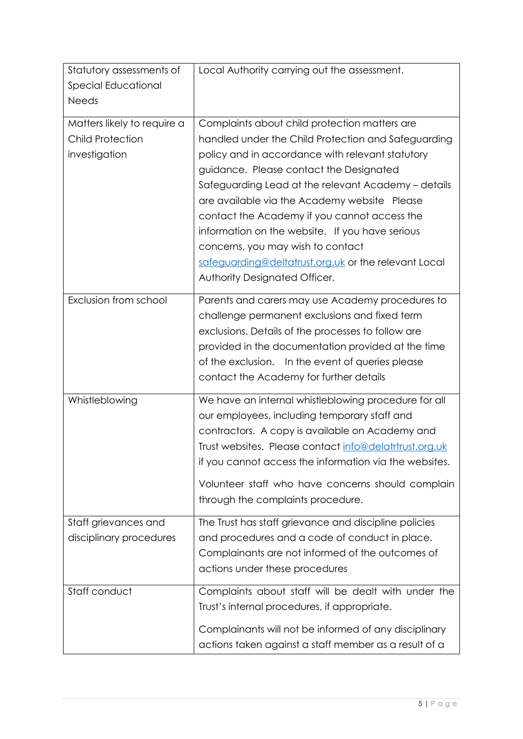| | |
|---|---|
| Statutory assessments of Special Educational Needs | Local Authority carrying out the assessment. |
| Matters likely to require a Child Protection investigation | Complaints about child protection matters are handled under the Child Protection and Safeguarding policy and in accordance with relevant statutory guidance. Please contact the Designated Safeguarding Lead at the relevant Academy – details are available via the Academy website Please contact the Academy if you cannot access the information on the website. If you have serious concerns, you may wish to contact [safeguarding@deltatrust.org.uk](mailto:safeguarding@deltatrust.org.uk) or the relevant Local Authority Designated Officer. |
| Exclusion from school | Parents and carers may use Academy procedures to challenge permanent exclusions and fixed term exclusions. Details of the processes to follow are provided in the documentation provided at the time of the exclusion. In the event of queries please contact the Academy for further details |
| Whistleblowing | We have an internal whistleblowing procedure for all our employees, including temporary staff and contractors. A copy is available on Academy and Trust websites. Please contact [info@delatrtrust.org.uk](mailto:info@delatrtrust.org.uk) if you cannot access the information via the websites.<br><br>Volunteer staff who have concerns should complain through the complaints procedure. |
| Staff grievances and disciplinary procedures | The Trust has staff grievance and discipline policies and procedures and a code of conduct in place. Complainants are not informed of the outcomes of actions under these procedures |
| Staff conduct | Complaints about staff will be dealt with under the Trust's internal procedures, if appropriate.<br><br>Complainants will not be informed of any disciplinary actions taken against a staff member as a result of a |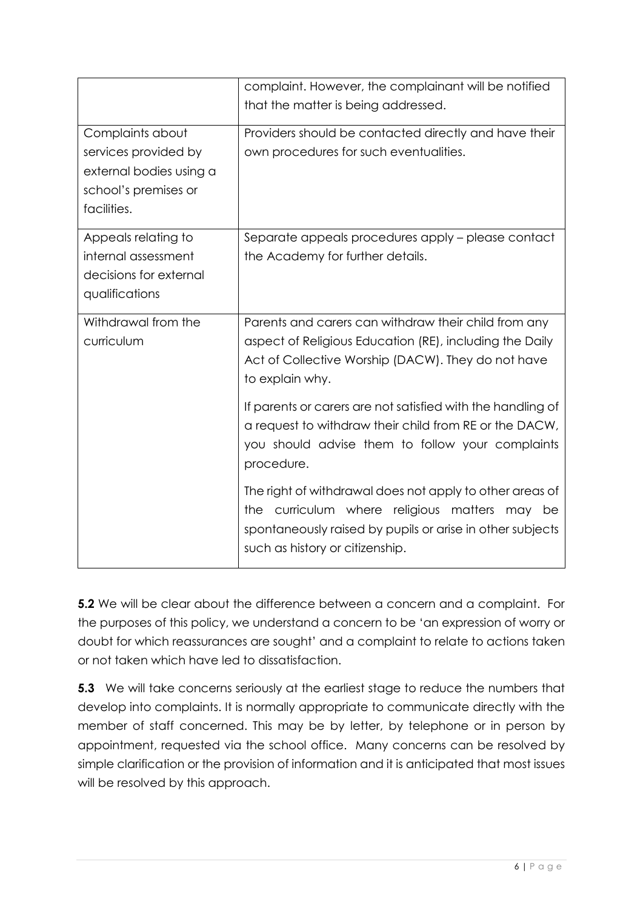| | |
|---|---|
| | complaint. However, the complainant will be notified that the matter is being addressed. |
| Complaints about services provided by external bodies using a school's premises or facilities. | Providers should be contacted directly and have their own procedures for such eventualities. |
| Appeals relating to internal assessment decisions for external qualifications | Separate appeals procedures apply – please contact the Academy for further details. |
| Withdrawal from the curriculum | Parents and carers can withdraw their child from any aspect of Religious Education (RE), including the Daily Act of Collective Worship (DACW). They do not have to explain why.<br><br>If parents or carers are not satisfied with the handling of a request to withdraw their child from RE or the DACW, you should advise them to follow your complaints procedure.<br><br>The right of withdrawal does not apply to other areas of the curriculum where religious matters may be spontaneously raised by pupils or arise in other subjects such as history or citizenship. |

**5.2** We will be clear about the difference between a concern and a complaint. For the purposes of this policy, we understand a concern to be 'an expression of worry or doubt for which reassurances are sought' and a complaint to relate to actions taken or not taken which have led to dissatisfaction.

**5.3** We will take concerns seriously at the earliest stage to reduce the numbers that develop into complaints. It is normally appropriate to communicate directly with the member of staff concerned. This may be by letter, by telephone or in person by appointment, requested via the school office. Many concerns can be resolved by simple clarification or the provision of information and it is anticipated that most issues will be resolved by this approach.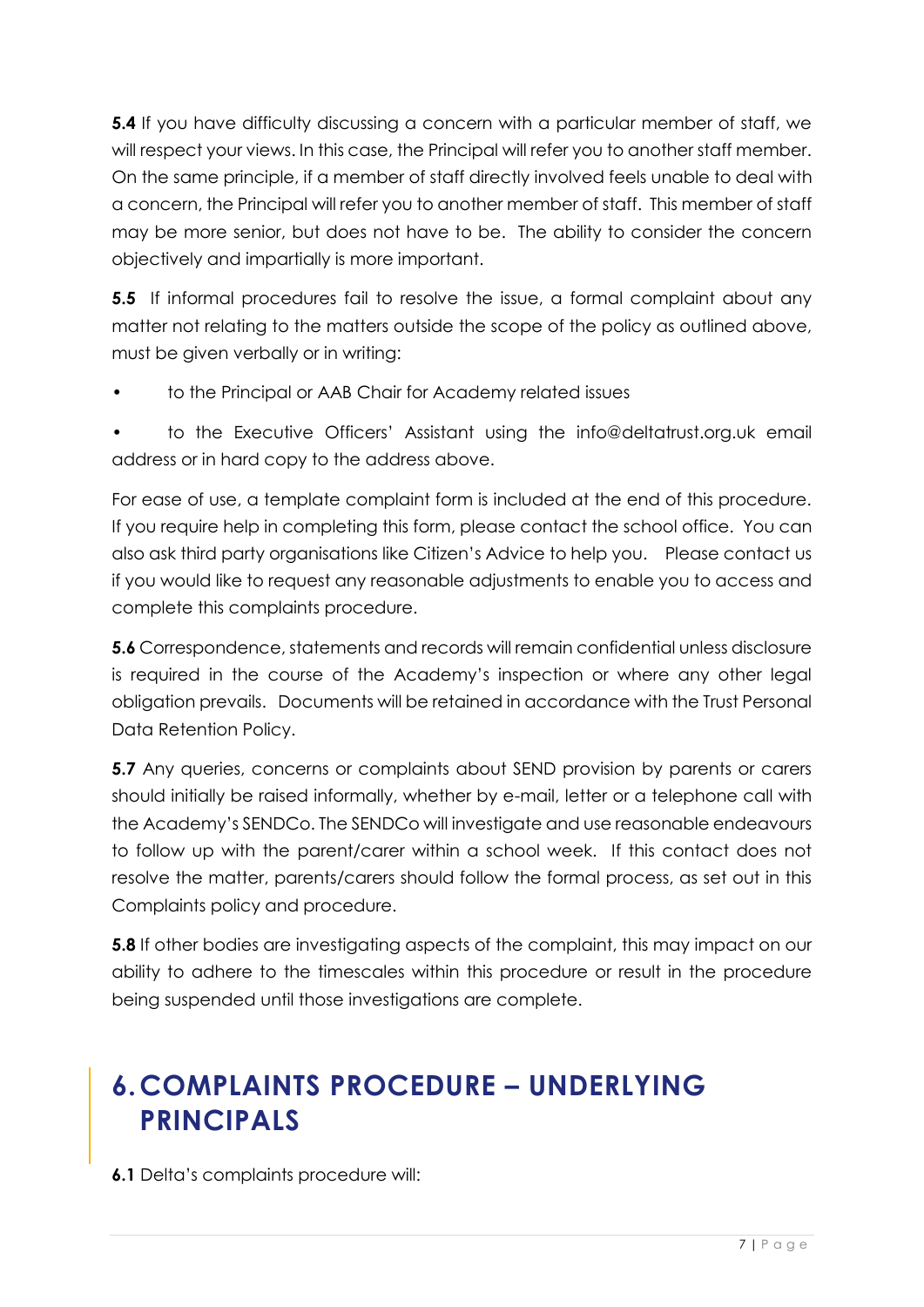**5.4** If you have difficulty discussing a concern with a particular member of staff, we will respect your views. In this case, the Principal will refer you to another staff member. On the same principle, if a member of staff directly involved feels unable to deal with a concern, the Principal will refer you to another member of staff. This member of staff may be more senior, but does not have to be. The ability to consider the concern objectively and impartially is more important.

**5.5** If informal procedures fail to resolve the issue, a formal complaint about any matter not relating to the matters outside the scope of the policy as outlined above, must be given verbally or in writing:

- to the Principal or AAB Chair for Academy related issues
- to the Executive Officers' Assistant using the info@deltatrust.org.uk email address or in hard copy to the address above.

For ease of use, a template complaint form is included at the end of this procedure. If you require help in completing this form, please contact the school office. You can also ask third party organisations like Citizen's Advice to help you. Please contact us if you would like to request any reasonable adjustments to enable you to access and complete this complaints procedure.

**5.6** Correspondence, statements and records will remain confidential unless disclosure is required in the course of the Academy's inspection or where any other legal obligation prevails. Documents will be retained in accordance with the Trust Personal Data Retention Policy.

**5.7** Any queries, concerns or complaints about SEND provision by parents or carers should initially be raised informally, whether by e-mail, letter or a telephone call with the Academy's SENDCo. The SENDCo will investigate and use reasonable endeavours to follow up with the parent/carer within a school week. If this contact does not resolve the matter, parents/carers should follow the formal process, as set out in this Complaints policy and procedure.

**5.8** If other bodies are investigating aspects of the complaint, this may impact on our ability to adhere to the timescales within this procedure or result in the procedure being suspended until those investigations are complete.

# 6. COMPLAINTS PROCEDURE – UNDERLYING PRINCIPALS

**6.1** Delta's complaints procedure will: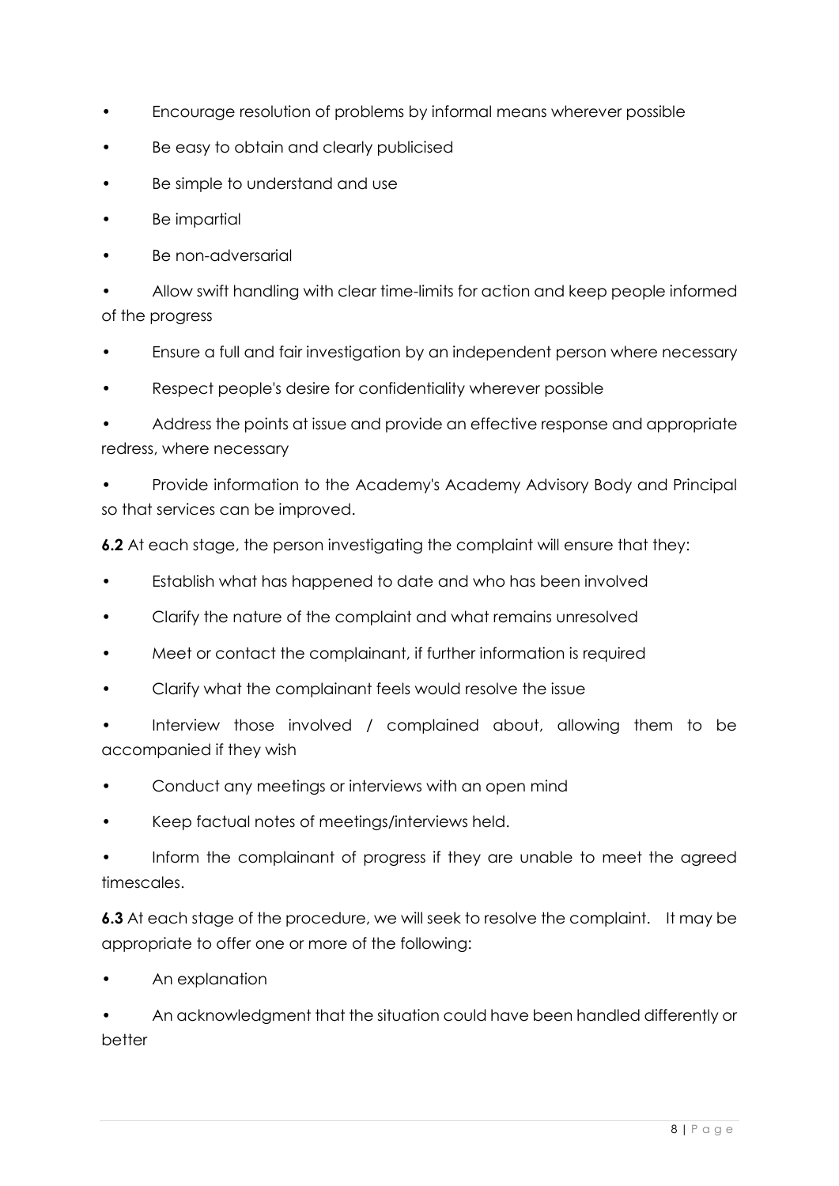- Encourage resolution of problems by informal means wherever possible
- Be easy to obtain and clearly publicised
- Be simple to understand and use
- Be impartial
- Be non-adversarial
- Allow swift handling with clear time-limits for action and keep people informed of the progress
- Ensure a full and fair investigation by an independent person where necessary
- Respect people's desire for confidentiality wherever possible
- Address the points at issue and provide an effective response and appropriate redress, where necessary
- Provide information to the Academy's Academy Advisory Body and Principal so that services can be improved.

**6.2** At each stage, the person investigating the complaint will ensure that they:

- Establish what has happened to date and who has been involved
- Clarify the nature of the complaint and what remains unresolved
- Meet or contact the complainant, if further information is required
- Clarify what the complainant feels would resolve the issue
- Interview those involved / complained about, allowing them to be accompanied if they wish
- Conduct any meetings or interviews with an open mind
- Keep factual notes of meetings/interviews held.
- Inform the complainant of progress if they are unable to meet the agreed timescales.

**6.3** At each stage of the procedure, we will seek to resolve the complaint. It may be appropriate to offer one or more of the following:

- An explanation
- An acknowledgment that the situation could have been handled differently or better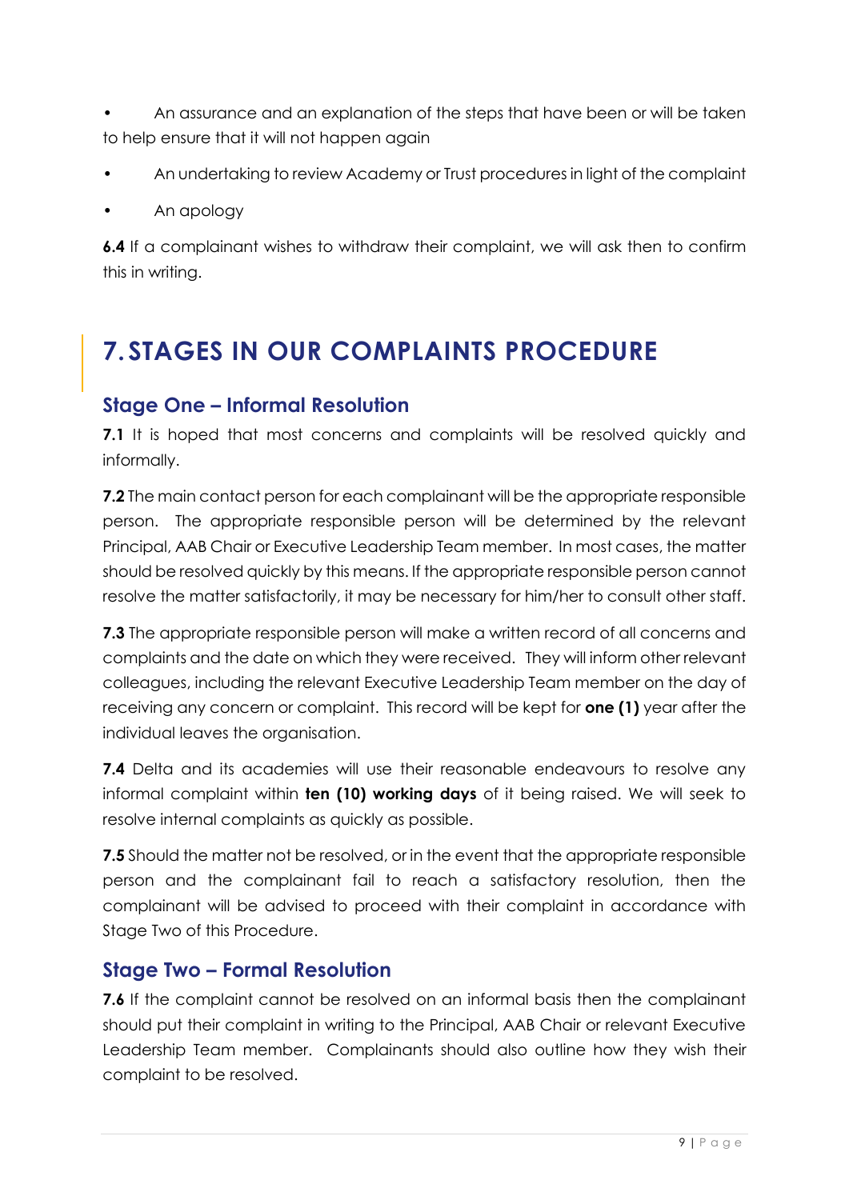- An assurance and an explanation of the steps that have been or will be taken to help ensure that it will not happen again
- An undertaking to review Academy or Trust procedures in light of the complaint
- An apology

**6.4** If a complainant wishes to withdraw their complaint, we will ask then to confirm this in writing.

# 7. STAGES IN OUR COMPLAINTS PROCEDURE

## Stage One – Informal Resolution

**7.1** It is hoped that most concerns and complaints will be resolved quickly and informally.

**7.2** The main contact person for each complainant will be the appropriate responsible person. The appropriate responsible person will be determined by the relevant Principal, AAB Chair or Executive Leadership Team member. In most cases, the matter should be resolved quickly by this means. If the appropriate responsible person cannot resolve the matter satisfactorily, it may be necessary for him/her to consult other staff.

**7.3** The appropriate responsible person will make a written record of all concerns and complaints and the date on which they were received. They will inform other relevant colleagues, including the relevant Executive Leadership Team member on the day of receiving any concern or complaint. This record will be kept for **one (1)** year after the individual leaves the organisation.

**7.4** Delta and its academies will use their reasonable endeavours to resolve any informal complaint within **ten (10) working days** of it being raised. We will seek to resolve internal complaints as quickly as possible.

**7.5** Should the matter not be resolved, or in the event that the appropriate responsible person and the complainant fail to reach a satisfactory resolution, then the complainant will be advised to proceed with their complaint in accordance with Stage Two of this Procedure.

## Stage Two – Formal Resolution

**7.6** If the complaint cannot be resolved on an informal basis then the complainant should put their complaint in writing to the Principal, AAB Chair or relevant Executive Leadership Team member. Complainants should also outline how they wish their complaint to be resolved.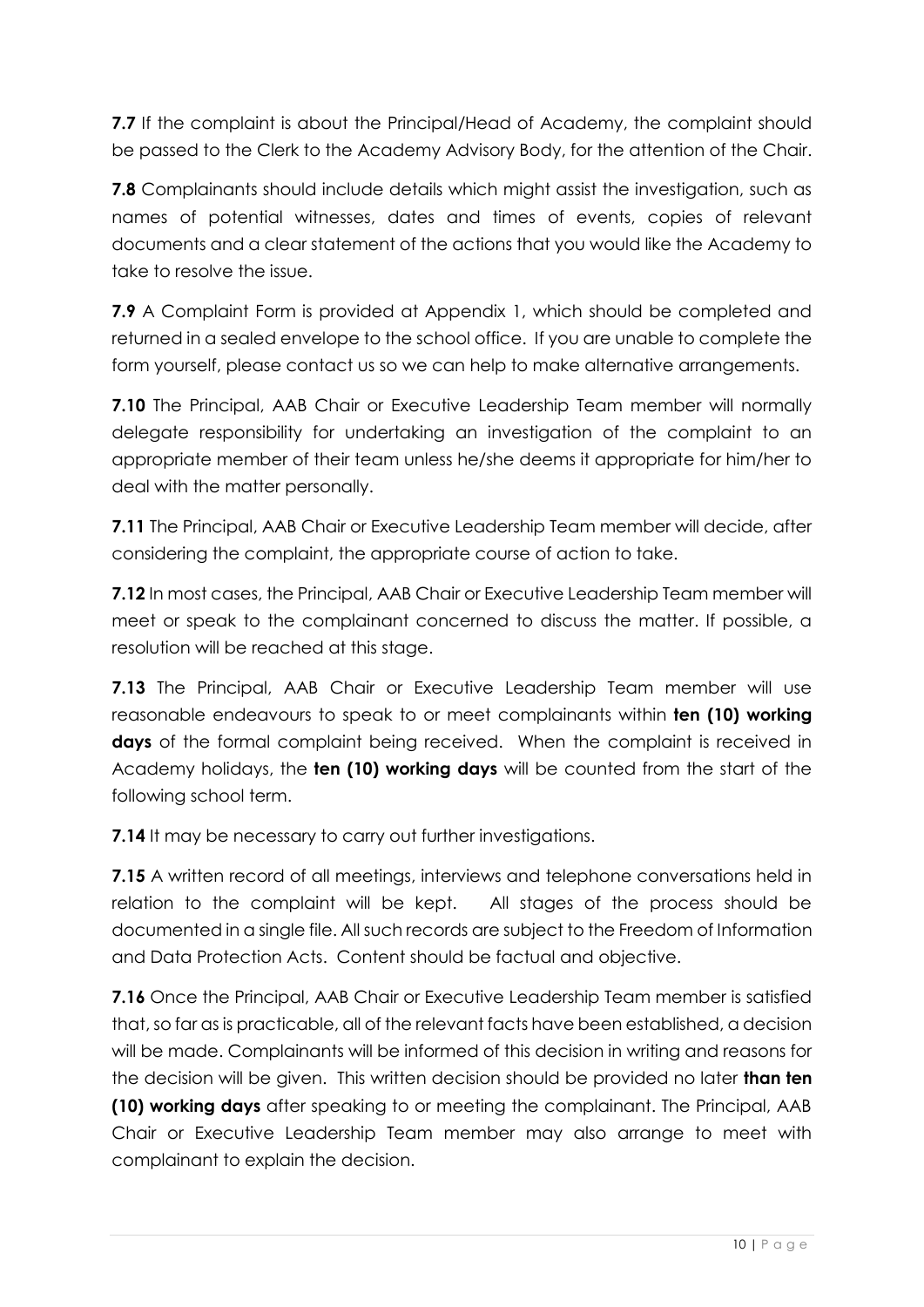**7.7** If the complaint is about the Principal/Head of Academy, the complaint should be passed to the Clerk to the Academy Advisory Body, for the attention of the Chair.

**7.8** Complainants should include details which might assist the investigation, such as names of potential witnesses, dates and times of events, copies of relevant documents and a clear statement of the actions that you would like the Academy to take to resolve the issue.

**7.9** A Complaint Form is provided at Appendix 1, which should be completed and returned in a sealed envelope to the school office. If you are unable to complete the form yourself, please contact us so we can help to make alternative arrangements.

**7.10** The Principal, AAB Chair or Executive Leadership Team member will normally delegate responsibility for undertaking an investigation of the complaint to an appropriate member of their team unless he/she deems it appropriate for him/her to deal with the matter personally.

**7.11** The Principal, AAB Chair or Executive Leadership Team member will decide, after considering the complaint, the appropriate course of action to take.

**7.12** In most cases, the Principal, AAB Chair or Executive Leadership Team member will meet or speak to the complainant concerned to discuss the matter. If possible, a resolution will be reached at this stage.

**7.13** The Principal, AAB Chair or Executive Leadership Team member will use reasonable endeavours to speak to or meet complainants within **ten (10) working days** of the formal complaint being received. When the complaint is received in Academy holidays, the **ten (10) working days** will be counted from the start of the following school term.

**7.14** It may be necessary to carry out further investigations.

**7.15** A written record of all meetings, interviews and telephone conversations held in relation to the complaint will be kept. All stages of the process should be documented in a single file. All such records are subject to the Freedom of Information and Data Protection Acts. Content should be factual and objective.

**7.16** Once the Principal, AAB Chair or Executive Leadership Team member is satisfied that, so far as is practicable, all of the relevant facts have been established, a decision will be made. Complainants will be informed of this decision in writing and reasons for the decision will be given. This written decision should be provided no later **than ten (10) working days** after speaking to or meeting the complainant. The Principal, AAB Chair or Executive Leadership Team member may also arrange to meet with complainant to explain the decision.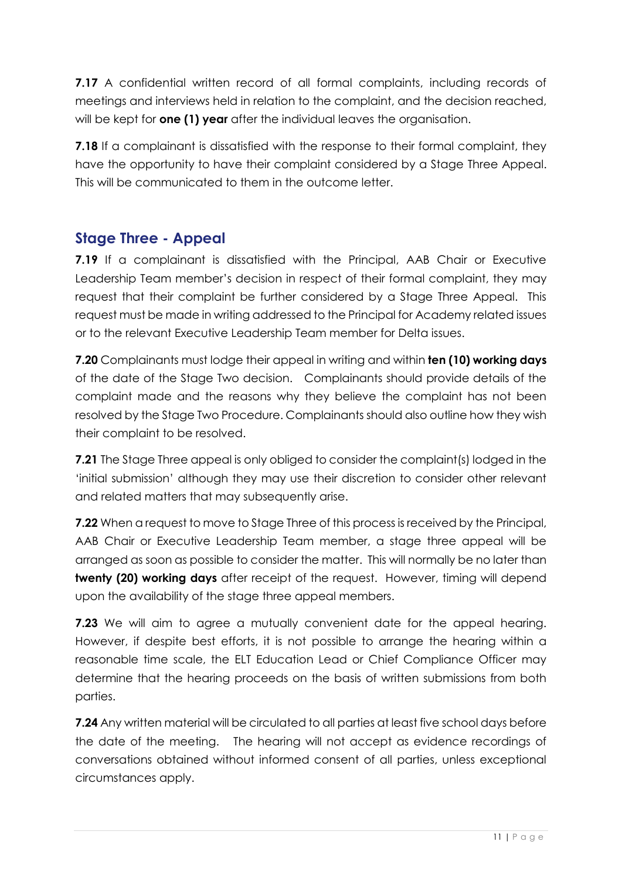**7.17** A confidential written record of all formal complaints, including records of meetings and interviews held in relation to the complaint, and the decision reached, will be kept for **one (1) year** after the individual leaves the organisation.

**7.18** If a complainant is dissatisfied with the response to their formal complaint, they have the opportunity to have their complaint considered by a Stage Three Appeal. This will be communicated to them in the outcome letter.

## Stage Three - Appeal

**7.19** If a complainant is dissatisfied with the Principal, AAB Chair or Executive Leadership Team member's decision in respect of their formal complaint, they may request that their complaint be further considered by a Stage Three Appeal. This request must be made in writing addressed to the Principal for Academy related issues or to the relevant Executive Leadership Team member for Delta issues.

**7.20** Complainants must lodge their appeal in writing and within **ten (10) working days** of the date of the Stage Two decision. Complainants should provide details of the complaint made and the reasons why they believe the complaint has not been resolved by the Stage Two Procedure. Complainants should also outline how they wish their complaint to be resolved.

**7.21** The Stage Three appeal is only obliged to consider the complaint(s) lodged in the 'initial submission' although they may use their discretion to consider other relevant and related matters that may subsequently arise.

**7.22** When a request to move to Stage Three of this process is received by the Principal, AAB Chair or Executive Leadership Team member, a stage three appeal will be arranged as soon as possible to consider the matter. This will normally be no later than **twenty (20) working days** after receipt of the request. However, timing will depend upon the availability of the stage three appeal members.

**7.23** We will aim to agree a mutually convenient date for the appeal hearing. However, if despite best efforts, it is not possible to arrange the hearing within a reasonable time scale, the ELT Education Lead or Chief Compliance Officer may determine that the hearing proceeds on the basis of written submissions from both parties.

**7.24** Any written material will be circulated to all parties at least five school days before the date of the meeting. The hearing will not accept as evidence recordings of conversations obtained without informed consent of all parties, unless exceptional circumstances apply.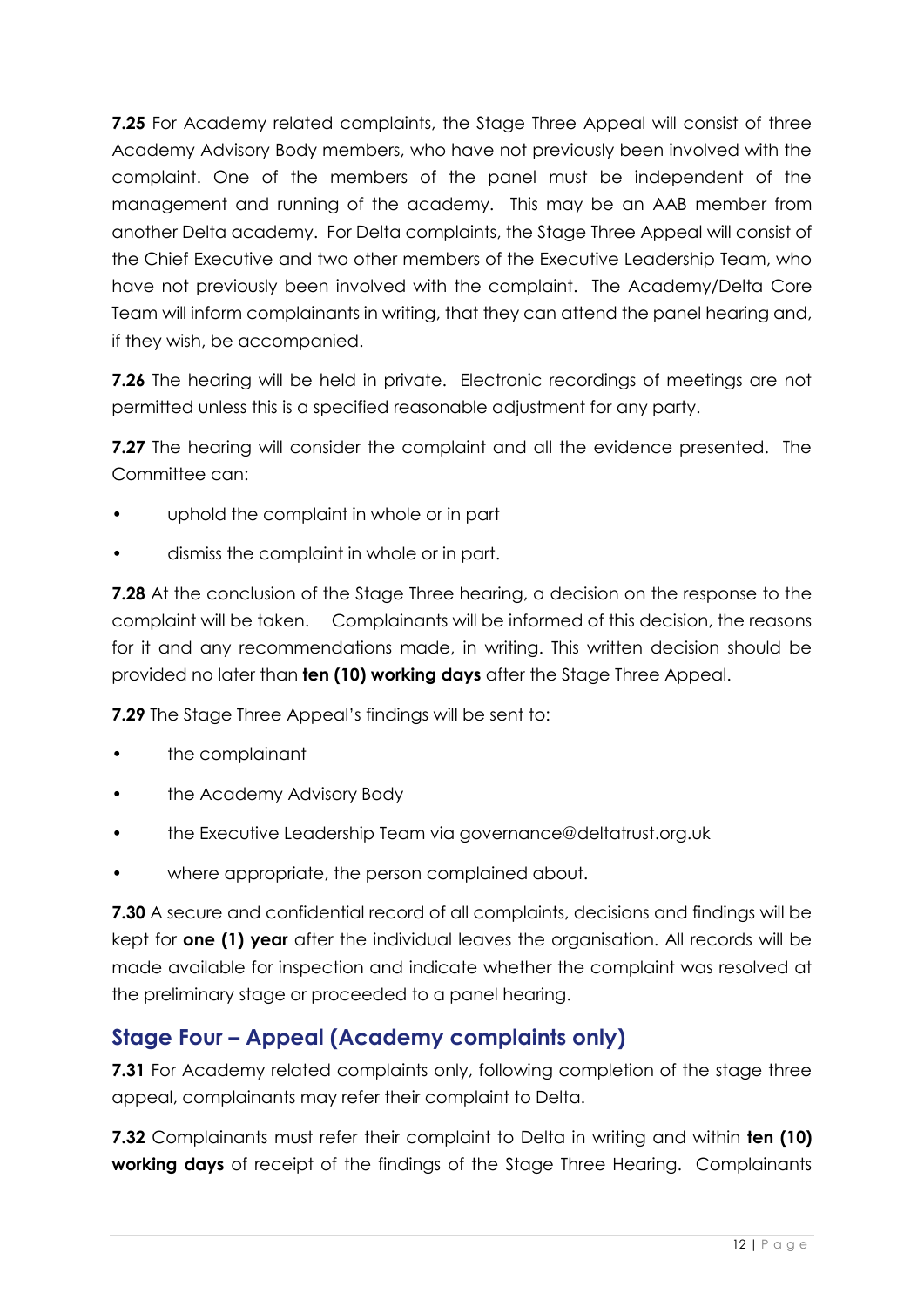**7.25** For Academy related complaints, the Stage Three Appeal will consist of three Academy Advisory Body members, who have not previously been involved with the complaint. One of the members of the panel must be independent of the management and running of the academy. This may be an AAB member from another Delta academy. For Delta complaints, the Stage Three Appeal will consist of the Chief Executive and two other members of the Executive Leadership Team, who have not previously been involved with the complaint. The Academy/Delta Core Team will inform complainants in writing, that they can attend the panel hearing and, if they wish, be accompanied.

**7.26** The hearing will be held in private. Electronic recordings of meetings are not permitted unless this is a specified reasonable adjustment for any party.

**7.27** The hearing will consider the complaint and all the evidence presented. The Committee can:

- uphold the complaint in whole or in part
- dismiss the complaint in whole or in part.

**7.28** At the conclusion of the Stage Three hearing, a decision on the response to the complaint will be taken. Complainants will be informed of this decision, the reasons for it and any recommendations made, in writing. This written decision should be provided no later than **ten (10) working days** after the Stage Three Appeal.

**7.29** The Stage Three Appeal's findings will be sent to:

- the complainant
- the Academy Advisory Body
- the Executive Leadership Team via governance@deltatrust.org.uk
- where appropriate, the person complained about.

**7.30** A secure and confidential record of all complaints, decisions and findings will be kept for **one (1) year** after the individual leaves the organisation. All records will be made available for inspection and indicate whether the complaint was resolved at the preliminary stage or proceeded to a panel hearing.

## Stage Four – Appeal (Academy complaints only)

**7.31** For Academy related complaints only, following completion of the stage three appeal, complainants may refer their complaint to Delta.

**7.32** Complainants must refer their complaint to Delta in writing and within **ten (10) working days** of receipt of the findings of the Stage Three Hearing. Complainants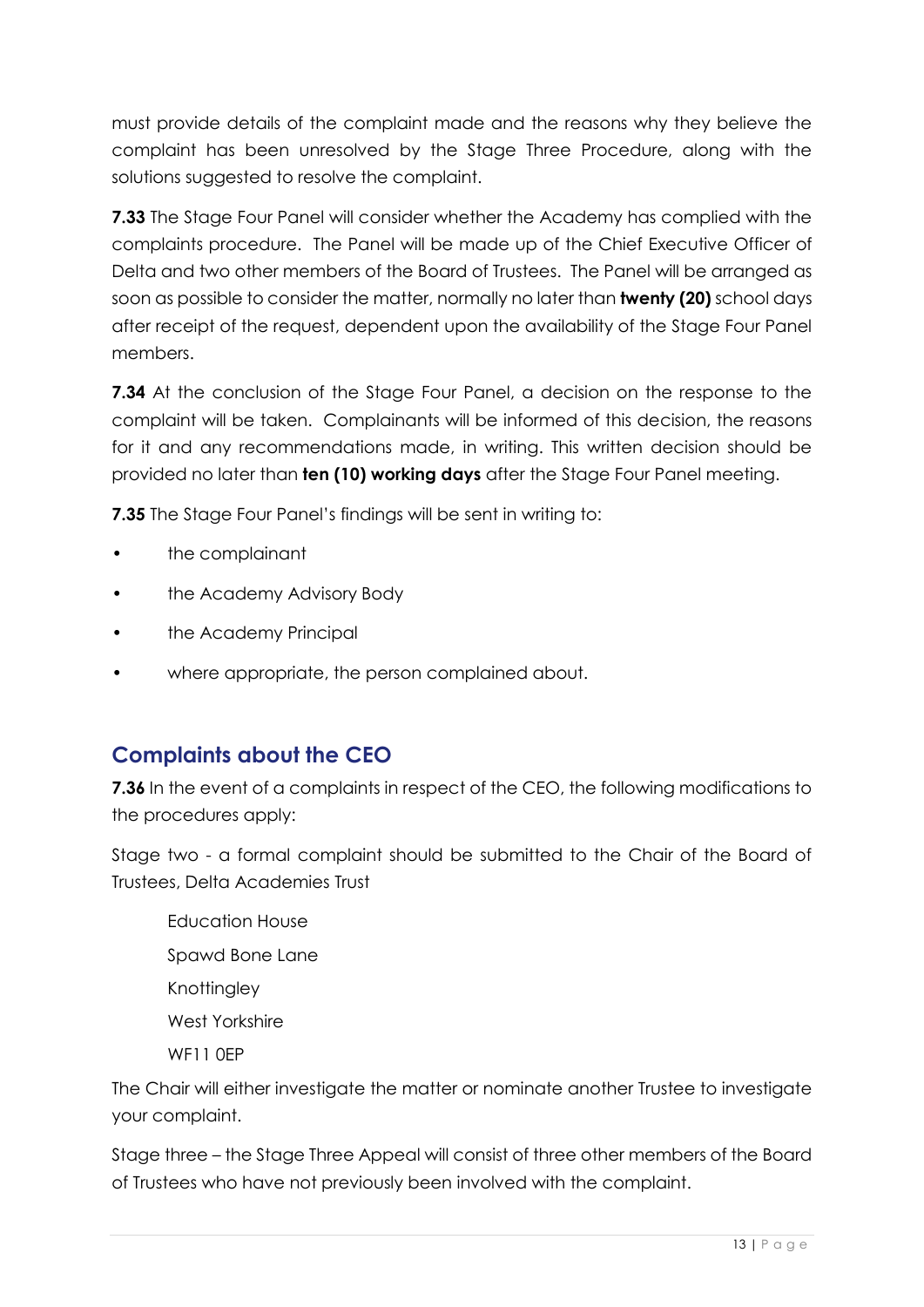must provide details of the complaint made and the reasons why they believe the complaint has been unresolved by the Stage Three Procedure, along with the solutions suggested to resolve the complaint.

**7.33** The Stage Four Panel will consider whether the Academy has complied with the complaints procedure. The Panel will be made up of the Chief Executive Officer of Delta and two other members of the Board of Trustees. The Panel will be arranged as soon as possible to consider the matter, normally no later than **twenty (20)** school days after receipt of the request, dependent upon the availability of the Stage Four Panel members.

**7.34** At the conclusion of the Stage Four Panel, a decision on the response to the complaint will be taken. Complainants will be informed of this decision, the reasons for it and any recommendations made, in writing. This written decision should be provided no later than **ten (10) working days** after the Stage Four Panel meeting.

**7.35** The Stage Four Panel's findings will be sent in writing to:

- the complainant
- the Academy Advisory Body
- the Academy Principal
- where appropriate, the person complained about.

## Complaints about the CEO

**7.36** In the event of a complaints in respect of the CEO, the following modifications to the procedures apply:

Stage two - a formal complaint should be submitted to the Chair of the Board of Trustees, Delta Academies Trust

Education House
Spawd Bone Lane
Knottingley
West Yorkshire
WF11 0EP

The Chair will either investigate the matter or nominate another Trustee to investigate your complaint.

Stage three – the Stage Three Appeal will consist of three other members of the Board of Trustees who have not previously been involved with the complaint.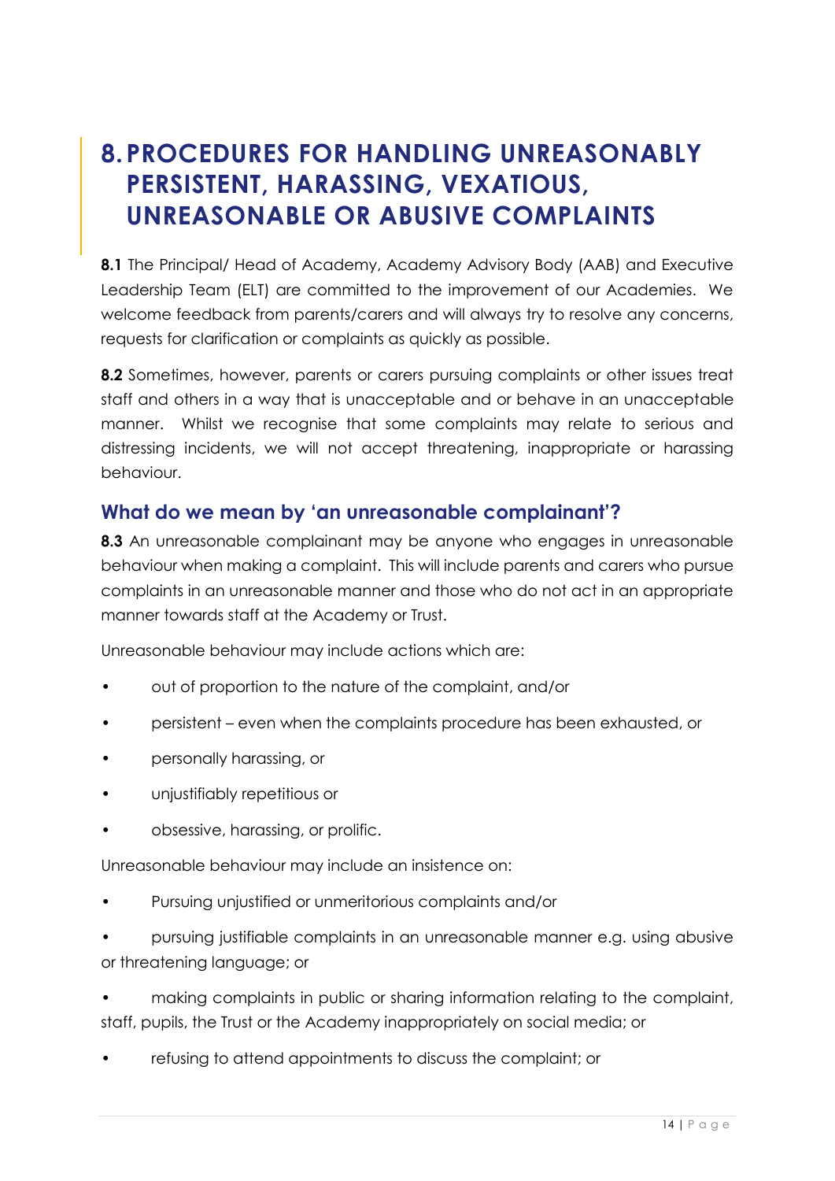# 8. PROCEDURES FOR HANDLING UNREASONABLY PERSISTENT, HARASSING, VEXATIOUS, UNREASONABLE OR ABUSIVE COMPLAINTS

**8.1** The Principal/ Head of Academy, Academy Advisory Body (AAB) and Executive Leadership Team (ELT) are committed to the improvement of our Academies. We welcome feedback from parents/carers and will always try to resolve any concerns, requests for clarification or complaints as quickly as possible.

**8.2** Sometimes, however, parents or carers pursuing complaints or other issues treat staff and others in a way that is unacceptable and or behave in an unacceptable manner. Whilst we recognise that some complaints may relate to serious and distressing incidents, we will not accept threatening, inappropriate or harassing behaviour.

## What do we mean by 'an unreasonable complainant'?

**8.3** An unreasonable complainant may be anyone who engages in unreasonable behaviour when making a complaint. This will include parents and carers who pursue complaints in an unreasonable manner and those who do not act in an appropriate manner towards staff at the Academy or Trust.

Unreasonable behaviour may include actions which are:

- out of proportion to the nature of the complaint, and/or
- persistent – even when the complaints procedure has been exhausted, or
- personally harassing, or
- unjustifiably repetitious or
- obsessive, harassing, or prolific.

Unreasonable behaviour may include an insistence on:

- Pursuing unjustified or unmeritorious complaints and/or
- pursuing justifiable complaints in an unreasonable manner e.g. using abusive or threatening language; or
- making complaints in public or sharing information relating to the complaint, staff, pupils, the Trust or the Academy inappropriately on social media; or
- refusing to attend appointments to discuss the complaint; or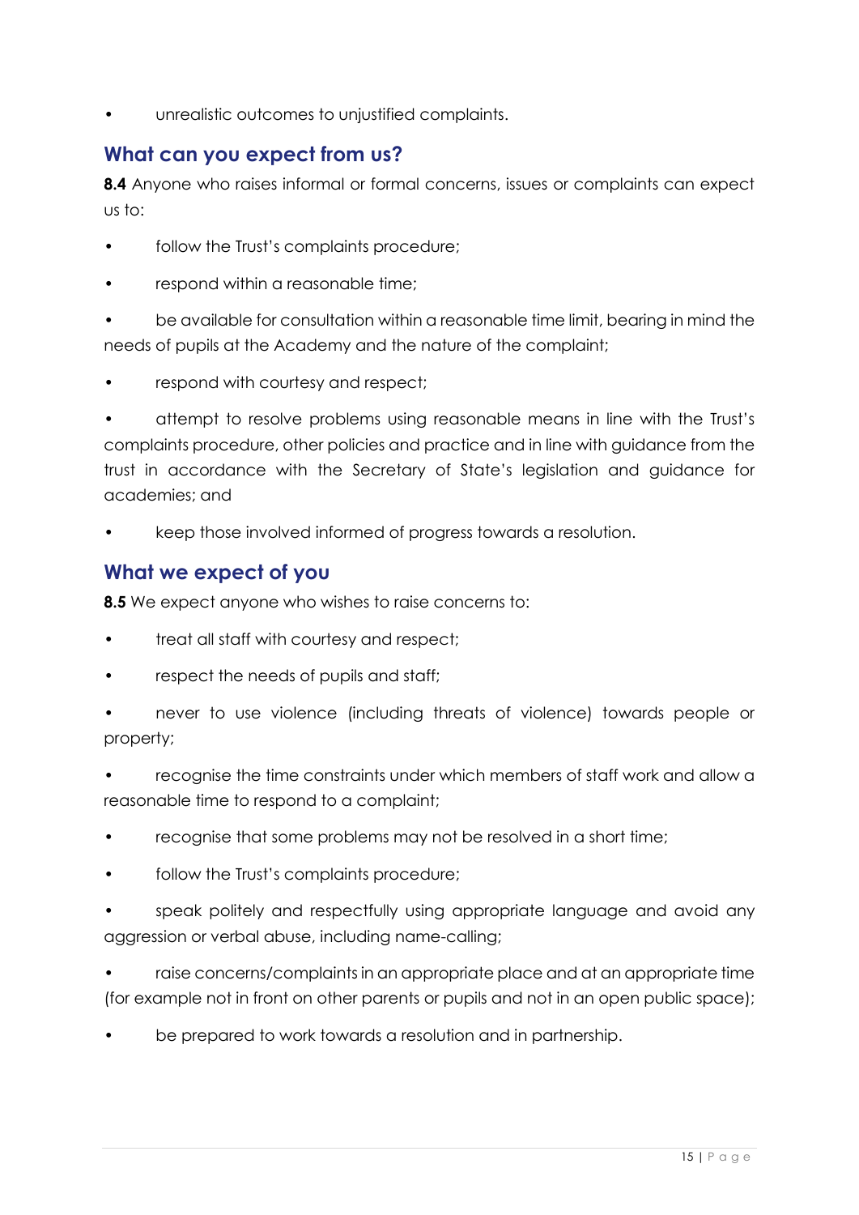- unrealistic outcomes to unjustified complaints.

## What can you expect from us?

**8.4** Anyone who raises informal or formal concerns, issues or complaints can expect us to:

- follow the Trust's complaints procedure;
- respond within a reasonable time;
- be available for consultation within a reasonable time limit, bearing in mind the needs of pupils at the Academy and the nature of the complaint;
- respond with courtesy and respect;
- attempt to resolve problems using reasonable means in line with the Trust's complaints procedure, other policies and practice and in line with guidance from the trust in accordance with the Secretary of State's legislation and guidance for academies; and
- keep those involved informed of progress towards a resolution.

## What we expect of you

**8.5** We expect anyone who wishes to raise concerns to:

- treat all staff with courtesy and respect;
- respect the needs of pupils and staff;
- never to use violence (including threats of violence) towards people or property;
- recognise the time constraints under which members of staff work and allow a reasonable time to respond to a complaint;
- recognise that some problems may not be resolved in a short time;
- follow the Trust's complaints procedure;
- speak politely and respectfully using appropriate language and avoid any aggression or verbal abuse, including name-calling;
- raise concerns/complaints in an appropriate place and at an appropriate time (for example not in front on other parents or pupils and not in an open public space);
- be prepared to work towards a resolution and in partnership.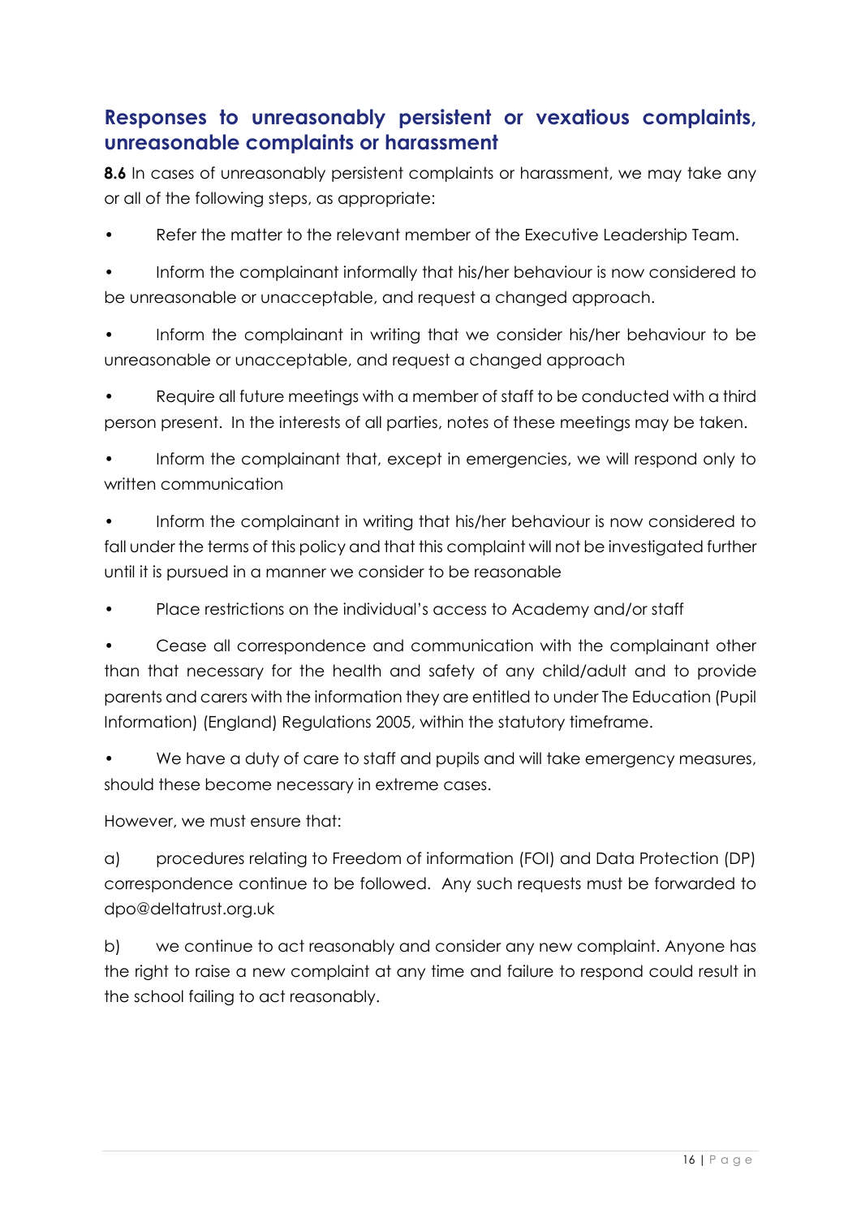## Responses to unreasonably persistent or vexatious complaints, unreasonable complaints or harassment

**8.6** In cases of unreasonably persistent complaints or harassment, we may take any or all of the following steps, as appropriate:

- Refer the matter to the relevant member of the Executive Leadership Team.
- Inform the complainant informally that his/her behaviour is now considered to be unreasonable or unacceptable, and request a changed approach.
- Inform the complainant in writing that we consider his/her behaviour to be unreasonable or unacceptable, and request a changed approach
- Require all future meetings with a member of staff to be conducted with a third person present. In the interests of all parties, notes of these meetings may be taken.
- Inform the complainant that, except in emergencies, we will respond only to written communication
- Inform the complainant in writing that his/her behaviour is now considered to fall under the terms of this policy and that this complaint will not be investigated further until it is pursued in a manner we consider to be reasonable
- Place restrictions on the individual's access to Academy and/or staff
- Cease all correspondence and communication with the complainant other than that necessary for the health and safety of any child/adult and to provide parents and carers with the information they are entitled to under The Education (Pupil Information) (England) Regulations 2005, within the statutory timeframe.
- We have a duty of care to staff and pupils and will take emergency measures, should these become necessary in extreme cases.

However, we must ensure that:

a) procedures relating to Freedom of information (FOI) and Data Protection (DP) correspondence continue to be followed. Any such requests must be forwarded to dpo@deltatrust.org.uk

b) we continue to act reasonably and consider any new complaint. Anyone has the right to raise a new complaint at any time and failure to respond could result in the school failing to act reasonably.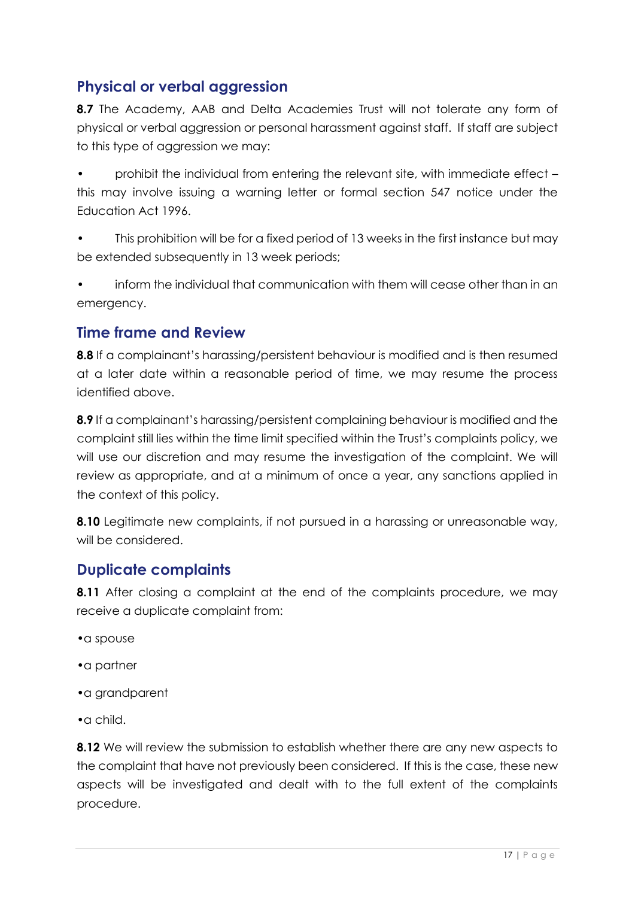## Physical or verbal aggression

**8.7** The Academy, AAB and Delta Academies Trust will not tolerate any form of physical or verbal aggression or personal harassment against staff. If staff are subject to this type of aggression we may:

- prohibit the individual from entering the relevant site, with immediate effect – this may involve issuing a warning letter or formal section 547 notice under the Education Act 1996.
- This prohibition will be for a fixed period of 13 weeks in the first instance but may be extended subsequently in 13 week periods;
- inform the individual that communication with them will cease other than in an emergency.

## Time frame and Review

**8.8** If a complainant's harassing/persistent behaviour is modified and is then resumed at a later date within a reasonable period of time, we may resume the process identified above.

**8.9** If a complainant's harassing/persistent complaining behaviour is modified and the complaint still lies within the time limit specified within the Trust's complaints policy, we will use our discretion and may resume the investigation of the complaint. We will review as appropriate, and at a minimum of once a year, any sanctions applied in the context of this policy.

**8.10** Legitimate new complaints, if not pursued in a harassing or unreasonable way, will be considered.

## Duplicate complaints

**8.11** After closing a complaint at the end of the complaints procedure, we may receive a duplicate complaint from:

- a spouse
- a partner
- a grandparent
- a child.

**8.12** We will review the submission to establish whether there are any new aspects to the complaint that have not previously been considered. If this is the case, these new aspects will be investigated and dealt with to the full extent of the complaints procedure.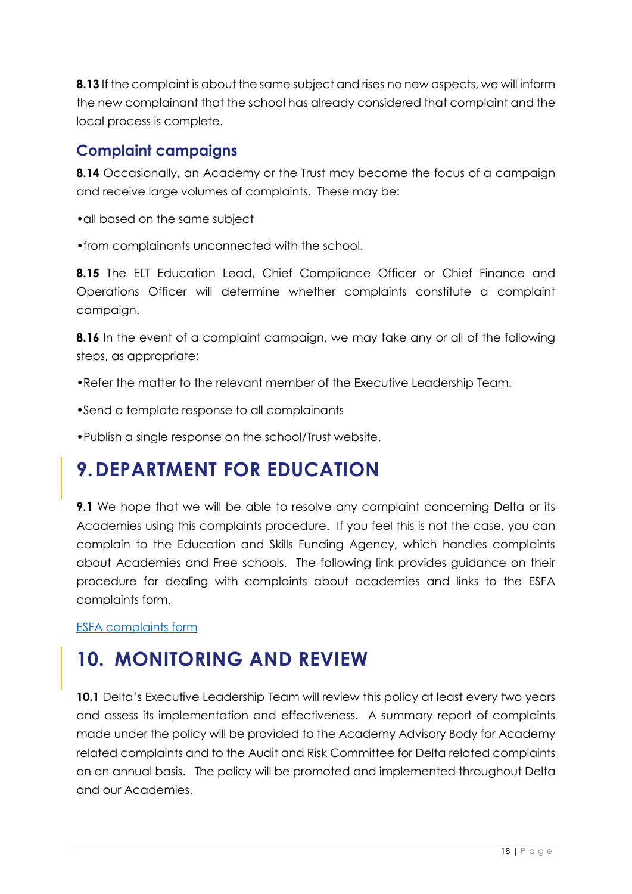**8.13** If the complaint is about the same subject and rises no new aspects, we will inform the new complainant that the school has already considered that complaint and the local process is complete.

### Complaint campaigns

**8.14** Occasionally, an Academy or the Trust may become the focus of a campaign and receive large volumes of complaints. These may be:

- all based on the same subject
- from complainants unconnected with the school.

**8.15** The ELT Education Lead, Chief Compliance Officer or Chief Finance and Operations Officer will determine whether complaints constitute a complaint campaign.

**8.16** In the event of a complaint campaign, we may take any or all of the following steps, as appropriate:

- Refer the matter to the relevant member of the Executive Leadership Team.
- Send a template response to all complainants
- Publish a single response on the school/Trust website.

## 9. DEPARTMENT FOR EDUCATION

**9.1** We hope that we will be able to resolve any complaint concerning Delta or its Academies using this complaints procedure. If you feel this is not the case, you can complain to the Education and Skills Funding Agency, which handles complaints about Academies and Free schools. The following link provides guidance on their procedure for dealing with complaints about academies and links to the ESFA complaints form.

[ESFA complaints form]()

## 10. MONITORING AND REVIEW

**10.1** Delta's Executive Leadership Team will review this policy at least every two years and assess its implementation and effectiveness. A summary report of complaints made under the policy will be provided to the Academy Advisory Body for Academy related complaints and to the Audit and Risk Committee for Delta related complaints on an annual basis. The policy will be promoted and implemented throughout Delta and our Academies.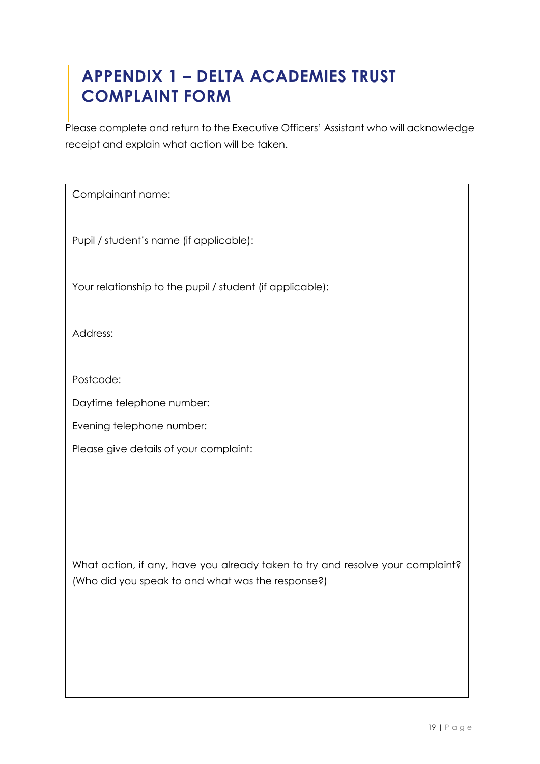# APPENDIX 1 – DELTA ACADEMIES TRUST COMPLAINT FORM

Please complete and return to the Executive Officers' Assistant who will acknowledge receipt and explain what action will be taken.

Complainant name:

Pupil / student's name (if applicable):

Your relationship to the pupil / student (if applicable):

Address:

Postcode:

Daytime telephone number:

Evening telephone number:

Please give details of your complaint:

What action, if any, have you already taken to try and resolve your complaint? (Who did you speak to and what was the response?)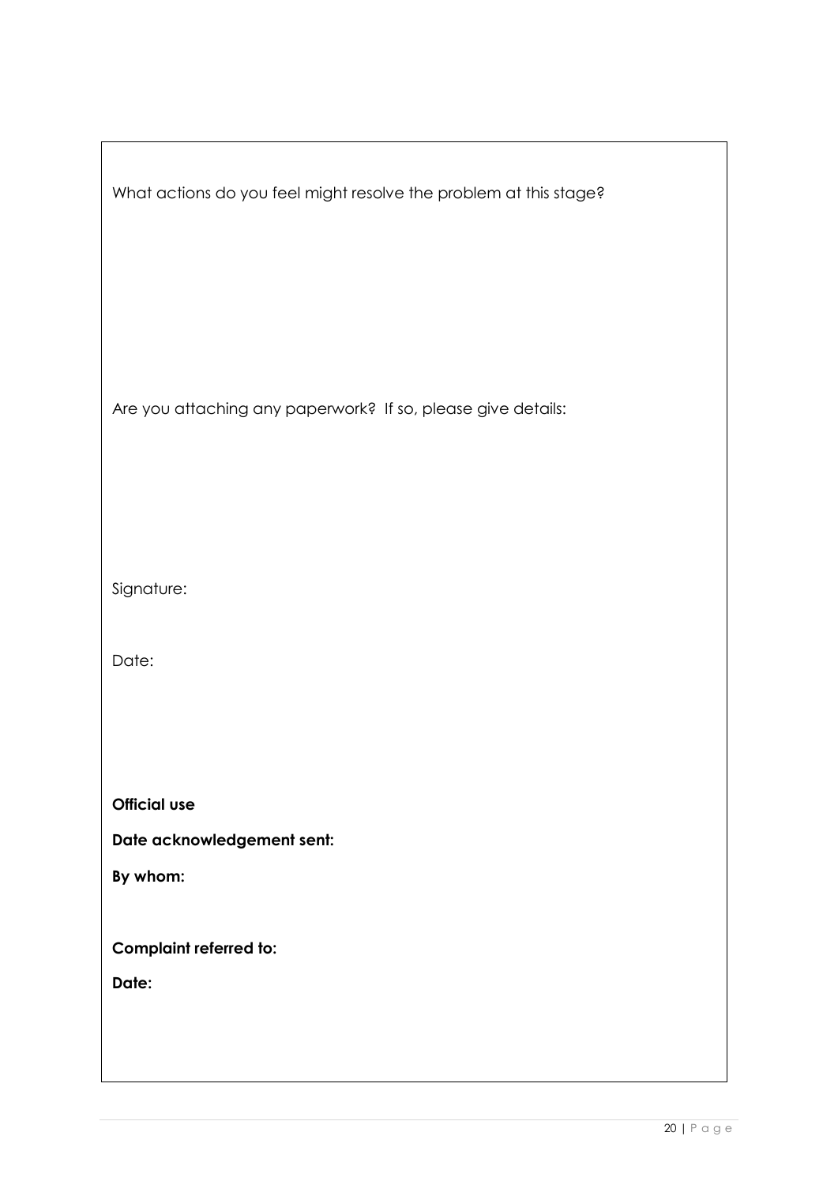What actions do you feel might resolve the problem at this stage?

Are you attaching any paperwork? If so, please give details:

Signature:

Date:

**Official use**

**Date acknowledgement sent:**

**By whom:**

**Complaint referred to:**

**Date:**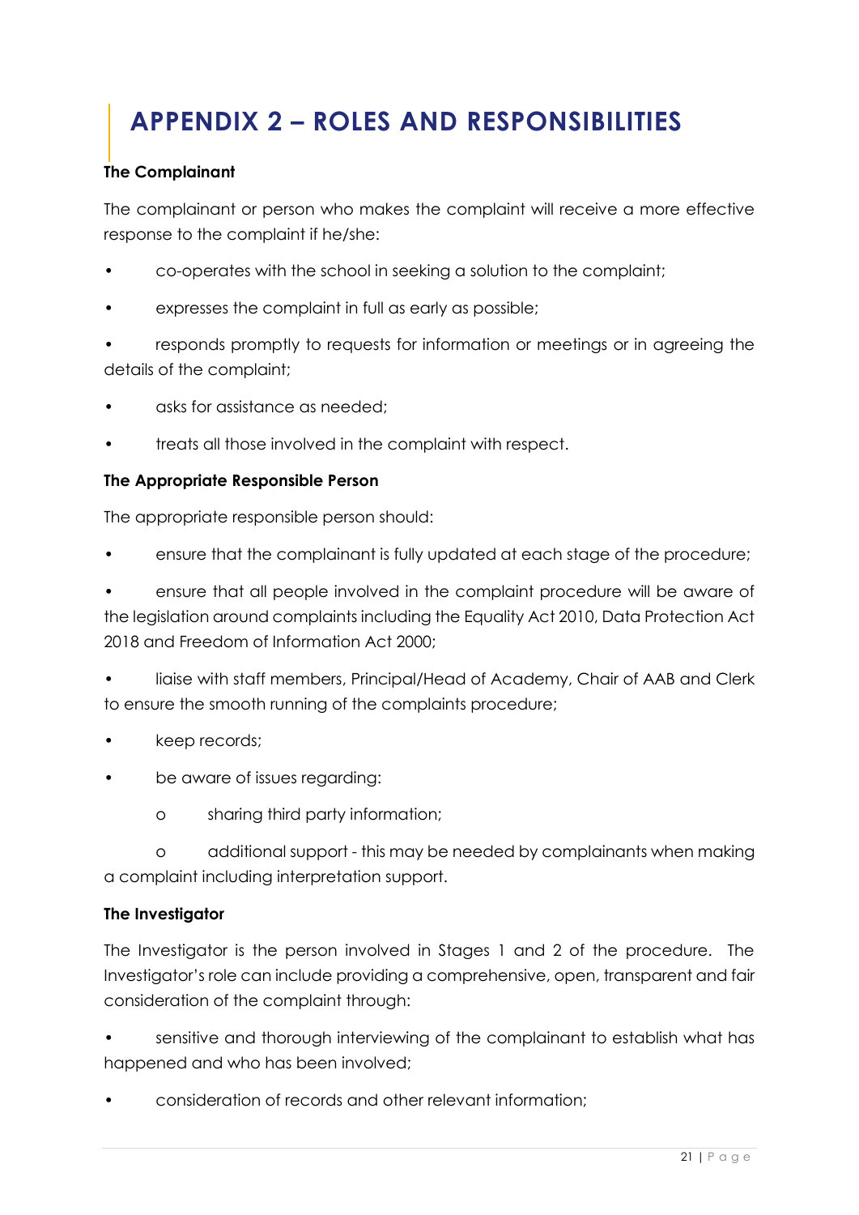# APPENDIX 2 – ROLES AND RESPONSIBILITIES

**The Complainant**

The complainant or person who makes the complaint will receive a more effective response to the complaint if he/she:

- co-operates with the school in seeking a solution to the complaint;
- expresses the complaint in full as early as possible;
- responds promptly to requests for information or meetings or in agreeing the details of the complaint;
- asks for assistance as needed;
- treats all those involved in the complaint with respect.

**The Appropriate Responsible Person**

The appropriate responsible person should:

- ensure that the complainant is fully updated at each stage of the procedure;
- ensure that all people involved in the complaint procedure will be aware of the legislation around complaints including the Equality Act 2010, Data Protection Act 2018 and Freedom of Information Act 2000;
- liaise with staff members, Principal/Head of Academy, Chair of AAB and Clerk to ensure the smooth running of the complaints procedure;
- keep records;
- be aware of issues regarding:
  - sharing third party information;
  - additional support - this may be needed by complainants when making a complaint including interpretation support.

**The Investigator**

The Investigator is the person involved in Stages 1 and 2 of the procedure. The Investigator's role can include providing a comprehensive, open, transparent and fair consideration of the complaint through:

- sensitive and thorough interviewing of the complainant to establish what has happened and who has been involved;
- consideration of records and other relevant information;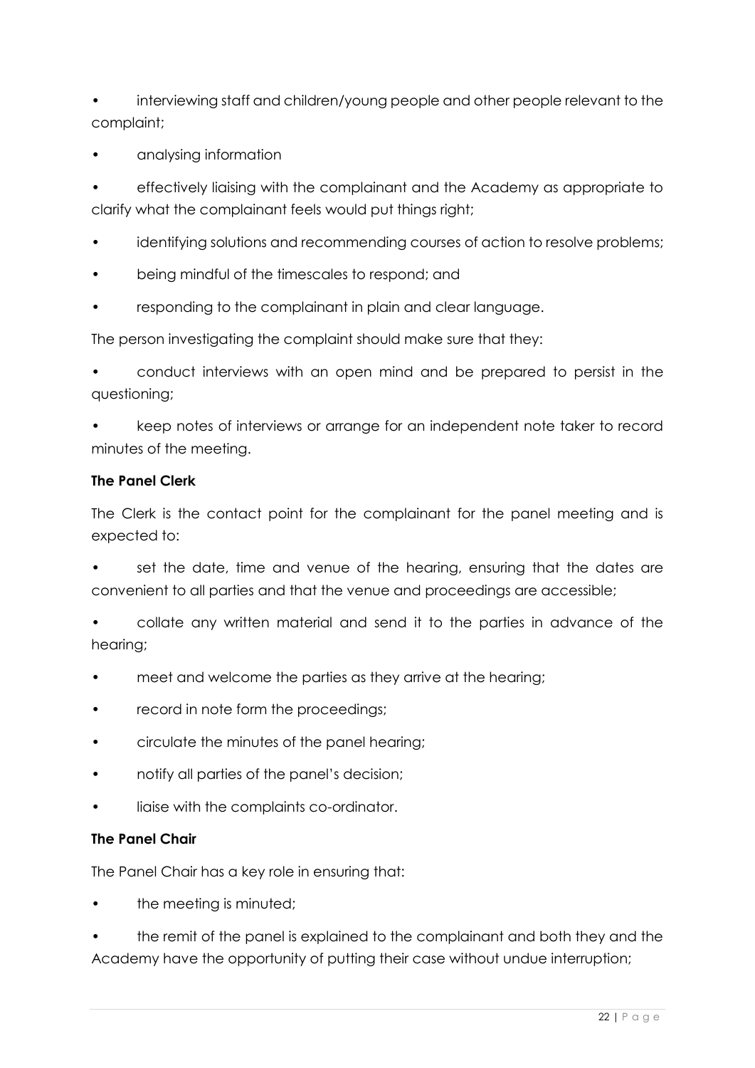- interviewing staff and children/young people and other people relevant to the complaint;
- analysing information
- effectively liaising with the complainant and the Academy as appropriate to clarify what the complainant feels would put things right;
- identifying solutions and recommending courses of action to resolve problems;
- being mindful of the timescales to respond; and
- responding to the complainant in plain and clear language.

The person investigating the complaint should make sure that they:

- conduct interviews with an open mind and be prepared to persist in the questioning;
- keep notes of interviews or arrange for an independent note taker to record minutes of the meeting.

**The Panel Clerk**

The Clerk is the contact point for the complainant for the panel meeting and is expected to:

- set the date, time and venue of the hearing, ensuring that the dates are convenient to all parties and that the venue and proceedings are accessible;
- collate any written material and send it to the parties in advance of the hearing;
- meet and welcome the parties as they arrive at the hearing;
- record in note form the proceedings;
- circulate the minutes of the panel hearing;
- notify all parties of the panel's decision;
- liaise with the complaints co-ordinator.

**The Panel Chair**

The Panel Chair has a key role in ensuring that:

- the meeting is minuted;
- the remit of the panel is explained to the complainant and both they and the Academy have the opportunity of putting their case without undue interruption;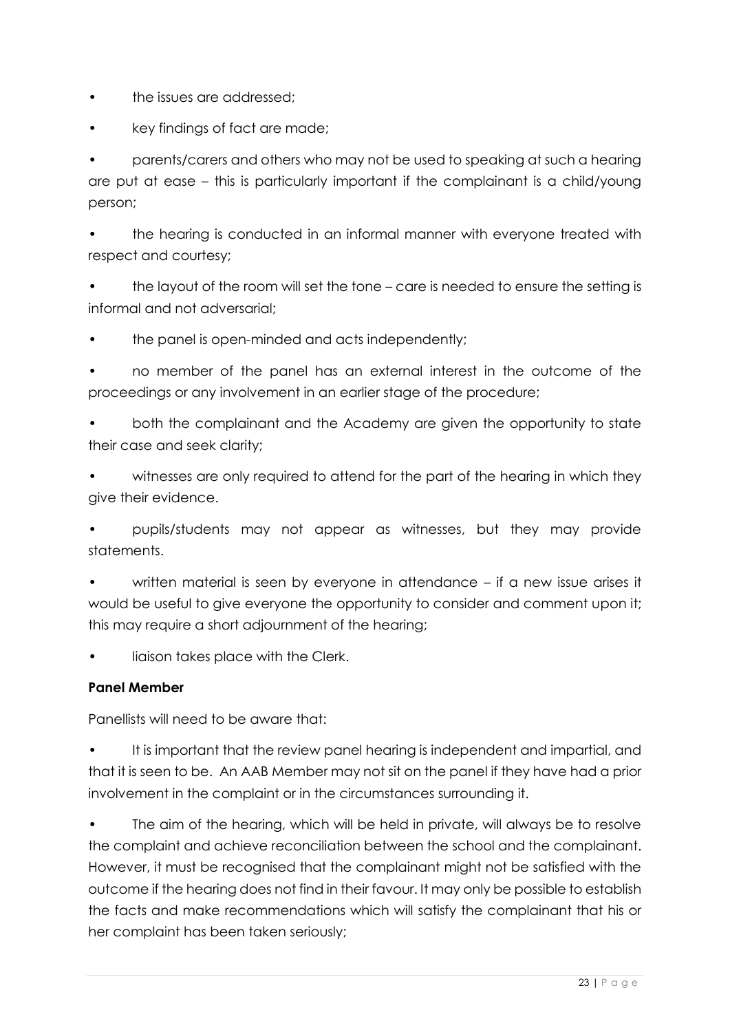- the issues are addressed;
- key findings of fact are made;
- parents/carers and others who may not be used to speaking at such a hearing are put at ease – this is particularly important if the complainant is a child/young person;
- the hearing is conducted in an informal manner with everyone treated with respect and courtesy;
- the layout of the room will set the tone – care is needed to ensure the setting is informal and not adversarial;
- the panel is open-minded and acts independently;
- no member of the panel has an external interest in the outcome of the proceedings or any involvement in an earlier stage of the procedure;
- both the complainant and the Academy are given the opportunity to state their case and seek clarity;
- witnesses are only required to attend for the part of the hearing in which they give their evidence.
- pupils/students may not appear as witnesses, but they may provide statements.
- written material is seen by everyone in attendance – if a new issue arises it would be useful to give everyone the opportunity to consider and comment upon it; this may require a short adjournment of the hearing;
- liaison takes place with the Clerk.

**Panel Member**

Panellists will need to be aware that:

- It is important that the review panel hearing is independent and impartial, and that it is seen to be. An AAB Member may not sit on the panel if they have had a prior involvement in the complaint or in the circumstances surrounding it.
- The aim of the hearing, which will be held in private, will always be to resolve the complaint and achieve reconciliation between the school and the complainant. However, it must be recognised that the complainant might not be satisfied with the outcome if the hearing does not find in their favour. It may only be possible to establish the facts and make recommendations which will satisfy the complainant that his or her complaint has been taken seriously;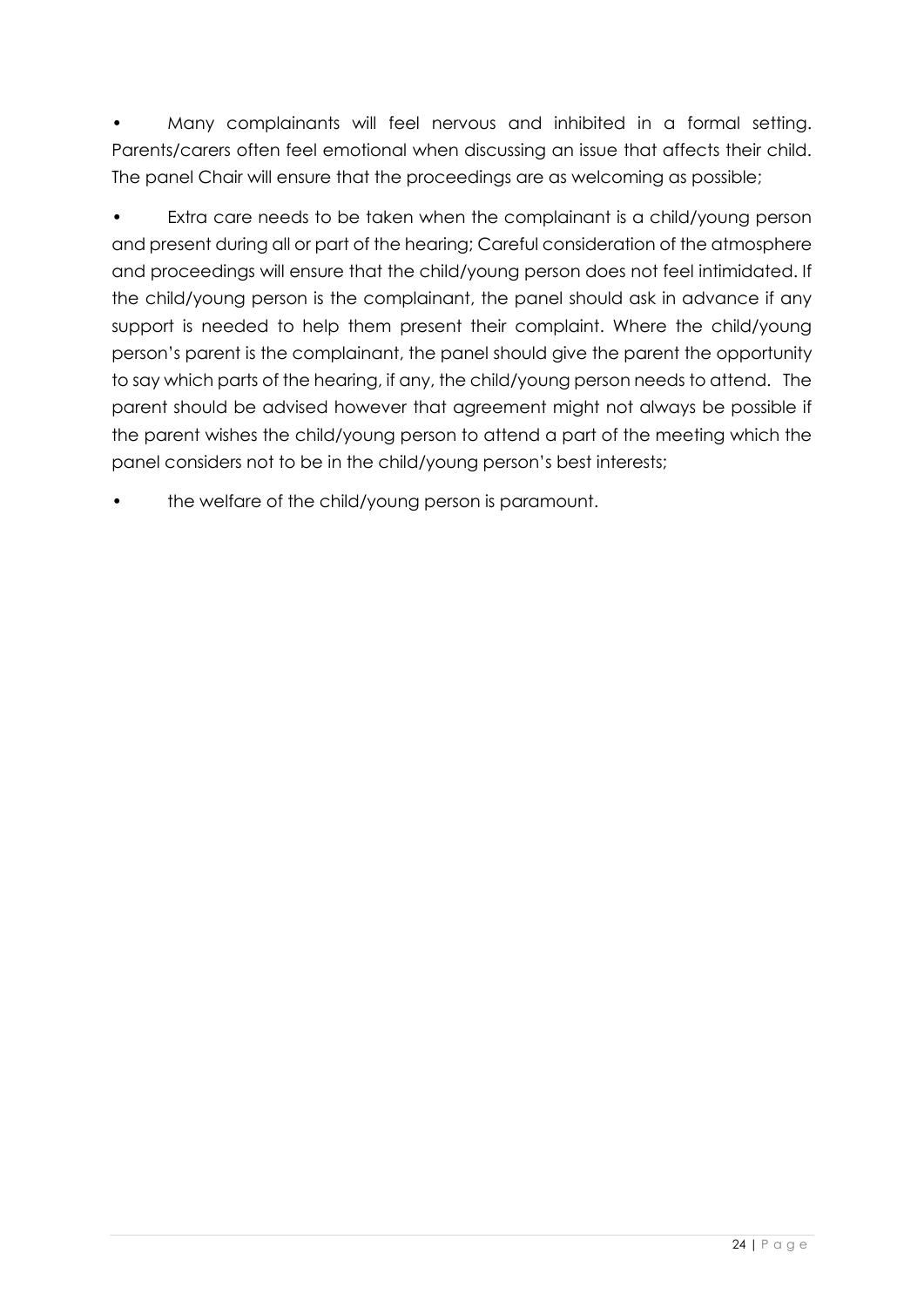- Many complainants will feel nervous and inhibited in a formal setting. Parents/carers often feel emotional when discussing an issue that affects their child. The panel Chair will ensure that the proceedings are as welcoming as possible;

- Extra care needs to be taken when the complainant is a child/young person and present during all or part of the hearing; Careful consideration of the atmosphere and proceedings will ensure that the child/young person does not feel intimidated. If the child/young person is the complainant, the panel should ask in advance if any support is needed to help them present their complaint. Where the child/young person's parent is the complainant, the panel should give the parent the opportunity to say which parts of the hearing, if any, the child/young person needs to attend. The parent should be advised however that agreement might not always be possible if the parent wishes the child/young person to attend a part of the meeting which the panel considers not to be in the child/young person's best interests;

- the welfare of the child/young person is paramount.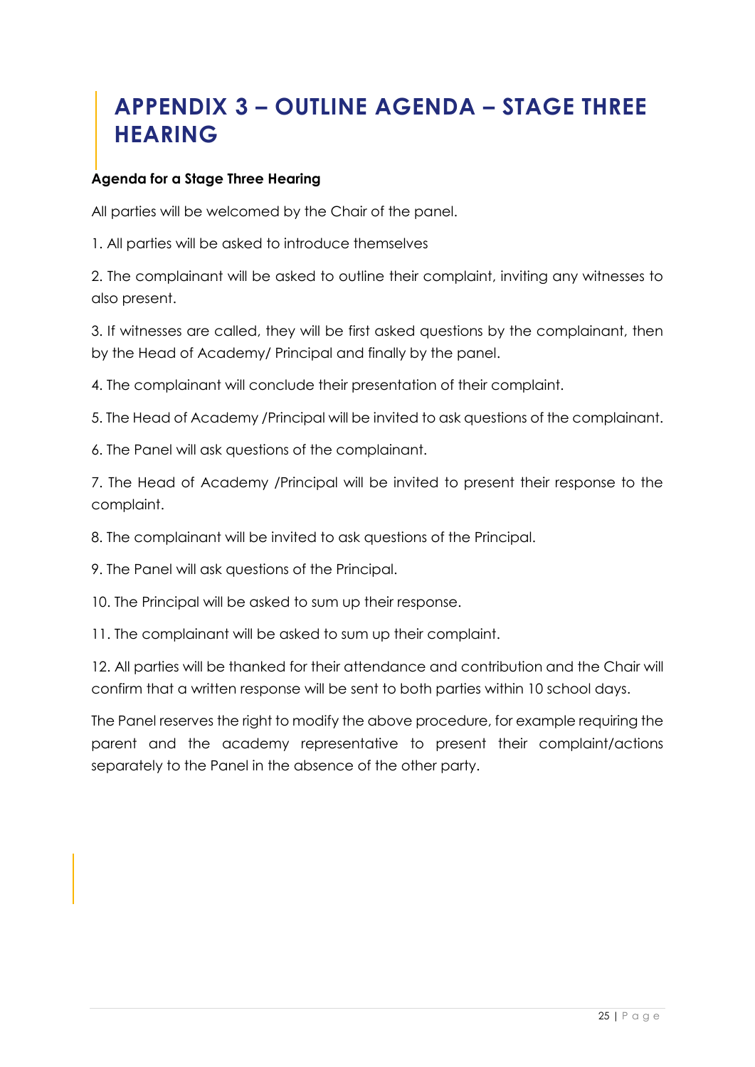# APPENDIX 3 – OUTLINE AGENDA – STAGE THREE HEARING

**Agenda for a Stage Three Hearing**

All parties will be welcomed by the Chair of the panel.

1. All parties will be asked to introduce themselves

2. The complainant will be asked to outline their complaint, inviting any witnesses to also present.

3. If witnesses are called, they will be first asked questions by the complainant, then by the Head of Academy/ Principal and finally by the panel.

4. The complainant will conclude their presentation of their complaint.

5. The Head of Academy /Principal will be invited to ask questions of the complainant.

6. The Panel will ask questions of the complainant.

7. The Head of Academy /Principal will be invited to present their response to the complaint.

8. The complainant will be invited to ask questions of the Principal.

9. The Panel will ask questions of the Principal.

10. The Principal will be asked to sum up their response.

11. The complainant will be asked to sum up their complaint.

12. All parties will be thanked for their attendance and contribution and the Chair will confirm that a written response will be sent to both parties within 10 school days.

The Panel reserves the right to modify the above procedure, for example requiring the parent and the academy representative to present their complaint/actions separately to the Panel in the absence of the other party.